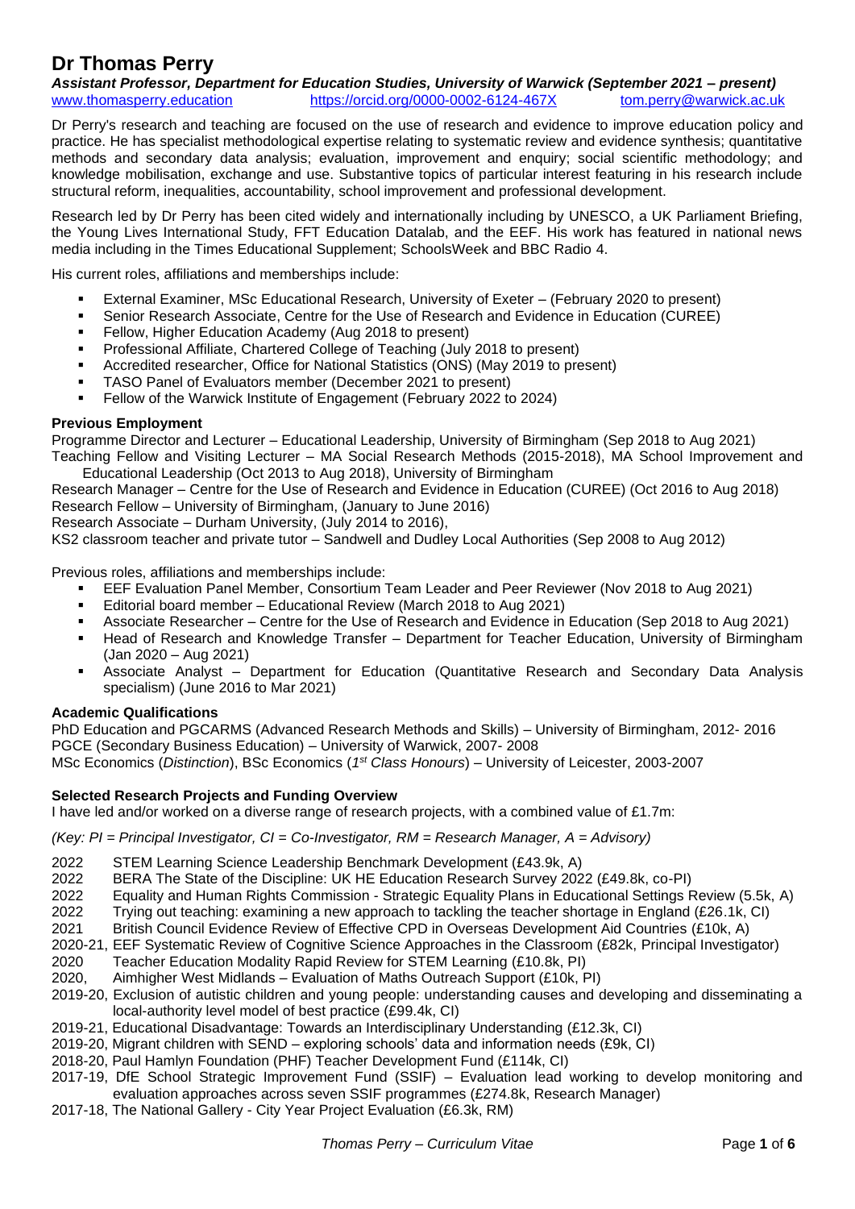# Dr Thomas Perry

***Assistant Professor, Department for Education Studies, University of Warwick (September 2021 – present)***

www.thomasperry.education https://orcid.org/0000-0002-6124-467X tom.perry@warwick.ac.uk

Dr Perry's research and teaching are focused on the use of research and evidence to improve education policy and practice. He has specialist methodological expertise relating to systematic review and evidence synthesis; quantitative methods and secondary data analysis; evaluation, improvement and enquiry; social scientific methodology; and knowledge mobilisation, exchange and use. Substantive topics of particular interest featuring in his research include structural reform, inequalities, accountability, school improvement and professional development.

Research led by Dr Perry has been cited widely and internationally including by UNESCO, a UK Parliament Briefing, the Young Lives International Study, FFT Education Datalab, and the EEF. His work has featured in national news media including in the Times Educational Supplement; SchoolsWeek and BBC Radio 4.

His current roles, affiliations and memberships include:

- External Examiner, MSc Educational Research, University of Exeter – (February 2020 to present)
- Senior Research Associate, Centre for the Use of Research and Evidence in Education (CUREE)
- Fellow, Higher Education Academy (Aug 2018 to present)
- Professional Affiliate, Chartered College of Teaching (July 2018 to present)
- Accredited researcher, Office for National Statistics (ONS) (May 2019 to present)
- TASO Panel of Evaluators member (December 2021 to present)
- Fellow of the Warwick Institute of Engagement (February 2022 to 2024)

**Previous Employment**

Programme Director and Lecturer – Educational Leadership, University of Birmingham (Sep 2018 to Aug 2021)
Teaching Fellow and Visiting Lecturer – MA Social Research Methods (2015-2018), MA School Improvement and Educational Leadership (Oct 2013 to Aug 2018), University of Birmingham
Research Manager – Centre for the Use of Research and Evidence in Education (CUREE) (Oct 2016 to Aug 2018)
Research Fellow – University of Birmingham, (January to June 2016)
Research Associate – Durham University, (July 2014 to 2016),
KS2 classroom teacher and private tutor – Sandwell and Dudley Local Authorities (Sep 2008 to Aug 2012)

Previous roles, affiliations and memberships include:

- EEF Evaluation Panel Member, Consortium Team Leader and Peer Reviewer (Nov 2018 to Aug 2021)
- Editorial board member – Educational Review (March 2018 to Aug 2021)
- Associate Researcher – Centre for the Use of Research and Evidence in Education (Sep 2018 to Aug 2021)
- Head of Research and Knowledge Transfer – Department for Teacher Education, University of Birmingham (Jan 2020 – Aug 2021)
- Associate Analyst – Department for Education (Quantitative Research and Secondary Data Analysis specialism) (June 2016 to Mar 2021)

**Academic Qualifications**

PhD Education and PGCARMS (Advanced Research Methods and Skills) – University of Birmingham, 2012- 2016
PGCE (Secondary Business Education) – University of Warwick, 2007- 2008
MSc Economics (*Distinction*), BSc Economics (*1st Class Honours*) – University of Leicester, 2003-2007

**Selected Research Projects and Funding Overview**

I have led and/or worked on a diverse range of research projects, with a combined value of £1.7m:

*(Key: PI = Principal Investigator, CI = Co-Investigator, RM = Research Manager, A = Advisory)*

- 2022 STEM Learning Science Leadership Benchmark Development (£43.9k, A)
- 2022 BERA The State of the Discipline: UK HE Education Research Survey 2022 (£49.8k, co-PI)
- 2022 Equality and Human Rights Commission - Strategic Equality Plans in Educational Settings Review (5.5k, A)
- 2022 Trying out teaching: examining a new approach to tackling the teacher shortage in England (£26.1k, CI)
- 2021 British Council Evidence Review of Effective CPD in Overseas Development Aid Countries (£10k, A)
- 2020-21, EEF Systematic Review of Cognitive Science Approaches in the Classroom (£82k, Principal Investigator)
- 2020 Teacher Education Modality Rapid Review for STEM Learning (£10.8k, PI)
- 2020, Aimhigher West Midlands – Evaluation of Maths Outreach Support (£10k, PI)
- 2019-20, Exclusion of autistic children and young people: understanding causes and developing and disseminating a local-authority level model of best practice (£99.4k, CI)
- 2019-21, Educational Disadvantage: Towards an Interdisciplinary Understanding (£12.3k, CI)
- 2019-20, Migrant children with SEND – exploring schools' data and information needs (£9k, CI)
- 2018-20, Paul Hamlyn Foundation (PHF) Teacher Development Fund (£114k, CI)
- 2017-19, DfE School Strategic Improvement Fund (SSIF) – Evaluation lead working to develop monitoring and evaluation approaches across seven SSIF programmes (£274.8k, Research Manager)
- 2017-18, The National Gallery - City Year Project Evaluation (£6.3k, RM)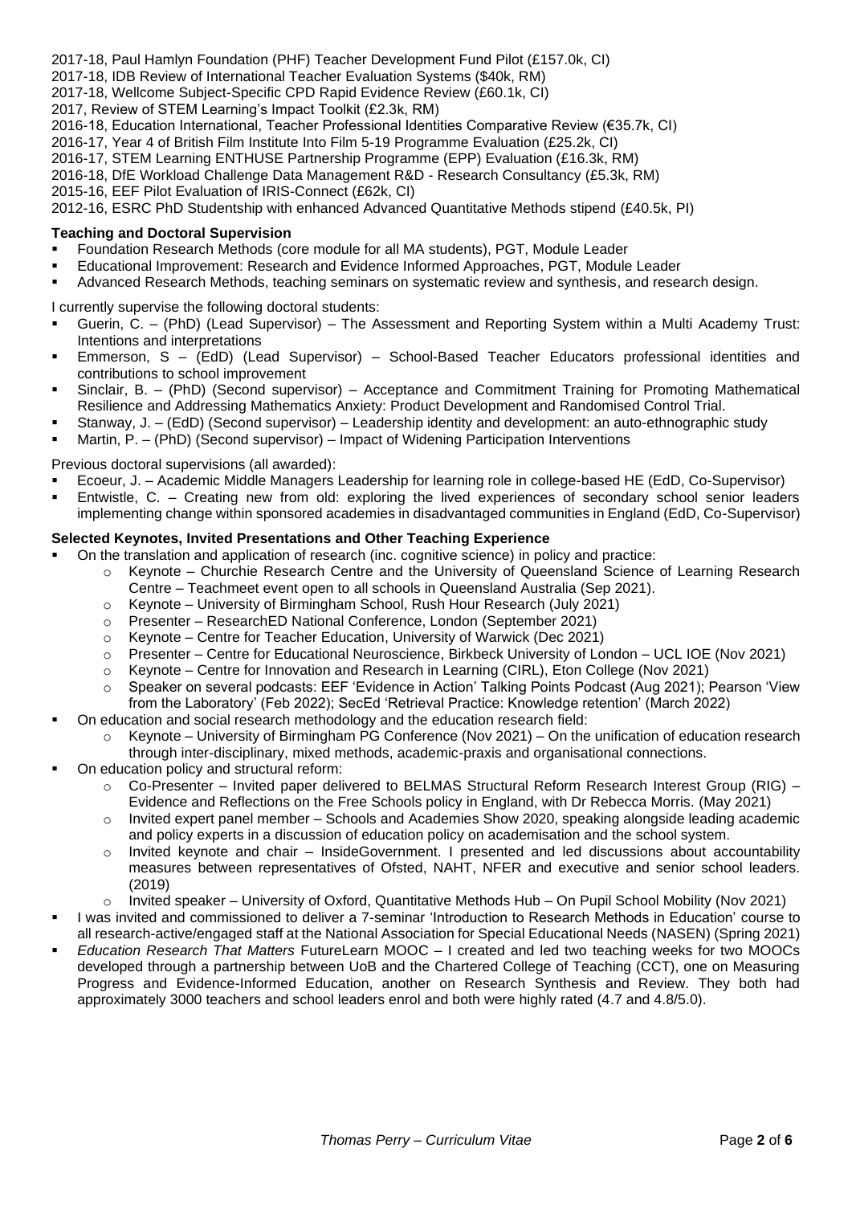2017-18, Paul Hamlyn Foundation (PHF) Teacher Development Fund Pilot (£157.0k, CI)
2017-18, IDB Review of International Teacher Evaluation Systems ($40k, RM)
2017-18, Wellcome Subject-Specific CPD Rapid Evidence Review (£60.1k, CI)
2017, Review of STEM Learning's Impact Toolkit (£2.3k, RM)
2016-18, Education International, Teacher Professional Identities Comparative Review (€35.7k, CI)
2016-17, Year 4 of British Film Institute Into Film 5-19 Programme Evaluation (£25.2k, CI)
2016-17, STEM Learning ENTHUSE Partnership Programme (EPP) Evaluation (£16.3k, RM)
2016-18, DfE Workload Challenge Data Management R&D - Research Consultancy (£5.3k, RM)
2015-16, EEF Pilot Evaluation of IRIS-Connect (£62k, CI)
2012-16, ESRC PhD Studentship with enhanced Advanced Quantitative Methods stipend (£40.5k, PI)

**Teaching and Doctoral Supervision**

- Foundation Research Methods (core module for all MA students), PGT, Module Leader
- Educational Improvement: Research and Evidence Informed Approaches, PGT, Module Leader
- Advanced Research Methods, teaching seminars on systematic review and synthesis, and research design.

I currently supervise the following doctoral students:

- Guerin, C. – (PhD) (Lead Supervisor) – The Assessment and Reporting System within a Multi Academy Trust: Intentions and interpretations
- Emmerson, S – (EdD) (Lead Supervisor) – School-Based Teacher Educators professional identities and contributions to school improvement
- Sinclair, B. – (PhD) (Second supervisor) – Acceptance and Commitment Training for Promoting Mathematical Resilience and Addressing Mathematics Anxiety: Product Development and Randomised Control Trial.
- Stanway, J. – (EdD) (Second supervisor) – Leadership identity and development: an auto-ethnographic study
- Martin, P. – (PhD) (Second supervisor) – Impact of Widening Participation Interventions

Previous doctoral supervisions (all awarded):

- Ecoeur, J. – Academic Middle Managers Leadership for learning role in college-based HE (EdD, Co-Supervisor)
- Entwistle, C. – Creating new from old: exploring the lived experiences of secondary school senior leaders implementing change within sponsored academies in disadvantaged communities in England (EdD, Co-Supervisor)

**Selected Keynotes, Invited Presentations and Other Teaching Experience**

- On the translation and application of research (inc. cognitive science) in policy and practice:
  - Keynote – Churchie Research Centre and the University of Queensland Science of Learning Research Centre – Teachmeet event open to all schools in Queensland Australia (Sep 2021).
  - Keynote – University of Birmingham School, Rush Hour Research (July 2021)
  - Presenter – ResearchED National Conference, London (September 2021)
  - Keynote – Centre for Teacher Education, University of Warwick (Dec 2021)
  - Presenter – Centre for Educational Neuroscience, Birkbeck University of London – UCL IOE (Nov 2021)
  - Keynote – Centre for Innovation and Research in Learning (CIRL), Eton College (Nov 2021)
  - Speaker on several podcasts: EEF 'Evidence in Action' Talking Points Podcast (Aug 2021); Pearson 'View from the Laboratory' (Feb 2022); SecEd 'Retrieval Practice: Knowledge retention' (March 2022)
- On education and social research methodology and the education research field:
  - Keynote – University of Birmingham PG Conference (Nov 2021) – On the unification of education research through inter-disciplinary, mixed methods, academic-praxis and organisational connections.
- On education policy and structural reform:
  - Co-Presenter – Invited paper delivered to BELMAS Structural Reform Research Interest Group (RIG) – Evidence and Reflections on the Free Schools policy in England, with Dr Rebecca Morris. (May 2021)
  - Invited expert panel member – Schools and Academies Show 2020, speaking alongside leading academic and policy experts in a discussion of education policy on academisation and the school system.
  - Invited keynote and chair – InsideGovernment. I presented and led discussions about accountability measures between representatives of Ofsted, NAHT, NFER and executive and senior school leaders. (2019)
  - Invited speaker – University of Oxford, Quantitative Methods Hub – On Pupil School Mobility (Nov 2021)
- I was invited and commissioned to deliver a 7-seminar 'Introduction to Research Methods in Education' course to all research-active/engaged staff at the National Association for Special Educational Needs (NASEN) (Spring 2021)
- *Education Research That Matters* FutureLearn MOOC – I created and led two teaching weeks for two MOOCs developed through a partnership between UoB and the Chartered College of Teaching (CCT), one on Measuring Progress and Evidence-Informed Education, another on Research Synthesis and Review. They both had approximately 3000 teachers and school leaders enrol and both were highly rated (4.7 and 4.8/5.0).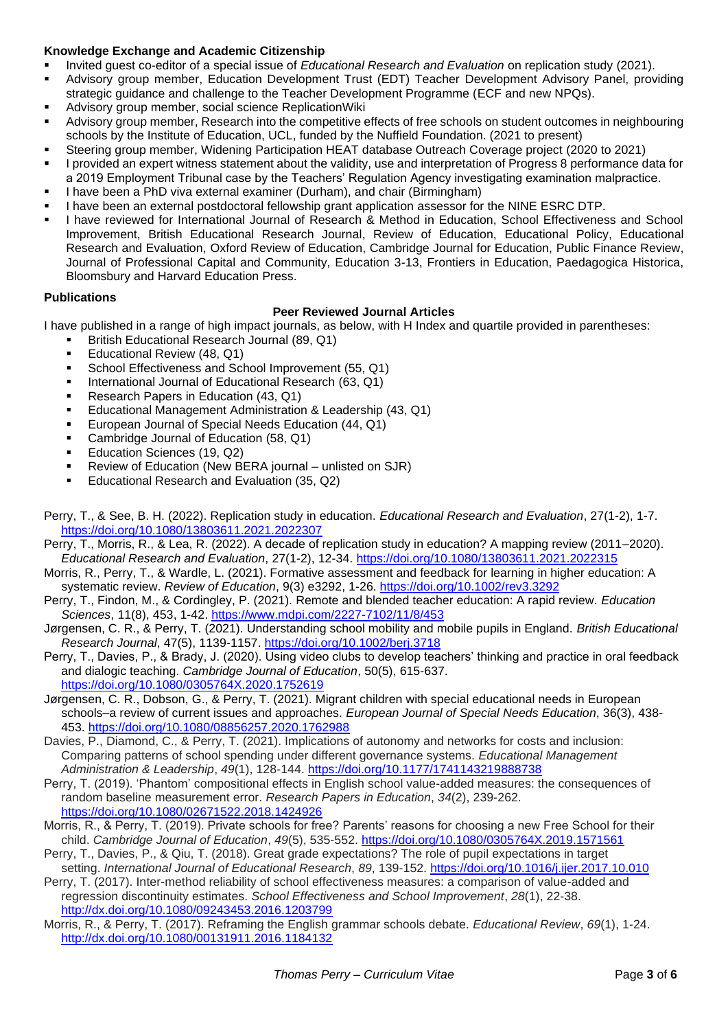**Knowledge Exchange and Academic Citizenship**

- Invited guest co-editor of a special issue of *Educational Research and Evaluation* on replication study (2021).
- Advisory group member, Education Development Trust (EDT) Teacher Development Advisory Panel, providing strategic guidance and challenge to the Teacher Development Programme (ECF and new NPQs).
- Advisory group member, social science ReplicationWiki
- Advisory group member, Research into the competitive effects of free schools on student outcomes in neighbouring schools by the Institute of Education, UCL, funded by the Nuffield Foundation. (2021 to present)
- Steering group member, Widening Participation HEAT database Outreach Coverage project (2020 to 2021)
- I provided an expert witness statement about the validity, use and interpretation of Progress 8 performance data for a 2019 Employment Tribunal case by the Teachers' Regulation Agency investigating examination malpractice.
- I have been a PhD viva external examiner (Durham), and chair (Birmingham)
- I have been an external postdoctoral fellowship grant application assessor for the NINE ESRC DTP.
- I have reviewed for International Journal of Research & Method in Education, School Effectiveness and School Improvement, British Educational Research Journal, Review of Education, Educational Policy, Educational Research and Evaluation, Oxford Review of Education, Cambridge Journal for Education, Public Finance Review, Journal of Professional Capital and Community, Education 3-13, Frontiers in Education, Paedagogica Historica, Bloomsbury and Harvard Education Press.

**Publications**

**Peer Reviewed Journal Articles**

I have published in a range of high impact journals, as below, with H Index and quartile provided in parentheses:

- British Educational Research Journal (89, Q1)
- Educational Review (48, Q1)
- School Effectiveness and School Improvement (55, Q1)
- International Journal of Educational Research (63, Q1)
- Research Papers in Education (43, Q1)
- Educational Management Administration & Leadership (43, Q1)
- European Journal of Special Needs Education (44, Q1)
- Cambridge Journal of Education (58, Q1)
- Education Sciences (19, Q2)
- Review of Education (New BERA journal – unlisted on SJR)
- Educational Research and Evaluation (35, Q2)

Perry, T., & See, B. H. (2022). Replication study in education. *Educational Research and Evaluation*, 27(1-2), 1-7. https://doi.org/10.1080/13803611.2021.2022307

Perry, T., Morris, R., & Lea, R. (2022). A decade of replication study in education? A mapping review (2011–2020). *Educational Research and Evaluation*, 27(1-2), 12-34. https://doi.org/10.1080/13803611.2021.2022315

Morris, R., Perry, T., & Wardle, L. (2021). Formative assessment and feedback for learning in higher education: A systematic review. *Review of Education*, 9(3) e3292, 1-26. https://doi.org/10.1002/rev3.3292

Perry, T., Findon, M., & Cordingley, P. (2021). Remote and blended teacher education: A rapid review. *Education Sciences*, 11(8), 453, 1-42. https://www.mdpi.com/2227-7102/11/8/453

Jørgensen, C. R., & Perry, T. (2021). Understanding school mobility and mobile pupils in England. *British Educational Research Journal*, 47(5), 1139-1157. https://doi.org/10.1002/berj.3718

Perry, T., Davies, P., & Brady, J. (2020). Using video clubs to develop teachers' thinking and practice in oral feedback and dialogic teaching. *Cambridge Journal of Education*, 50(5), 615-637. https://doi.org/10.1080/0305764X.2020.1752619

Jørgensen, C. R., Dobson, G., & Perry, T. (2021). Migrant children with special educational needs in European schools–a review of current issues and approaches. *European Journal of Special Needs Education*, 36(3), 438-453. https://doi.org/10.1080/08856257.2020.1762988

Davies, P., Diamond, C., & Perry, T. (2021). Implications of autonomy and networks for costs and inclusion: Comparing patterns of school spending under different governance systems. *Educational Management Administration & Leadership*, *49*(1), 128-144. https://doi.org/10.1177/1741143219888738

Perry, T. (2019). 'Phantom' compositional effects in English school value-added measures: the consequences of random baseline measurement error. *Research Papers in Education*, *34*(2), 239-262. https://doi.org/10.1080/02671522.2018.1424926

Morris, R., & Perry, T. (2019). Private schools for free? Parents' reasons for choosing a new Free School for their child. *Cambridge Journal of Education*, *49*(5), 535-552. https://doi.org/10.1080/0305764X.2019.1571561

Perry, T., Davies, P., & Qiu, T. (2018). Great grade expectations? The role of pupil expectations in target setting. *International Journal of Educational Research*, *89*, 139-152. https://doi.org/10.1016/j.ijer.2017.10.010

Perry, T. (2017). Inter-method reliability of school effectiveness measures: a comparison of value-added and regression discontinuity estimates. *School Effectiveness and School Improvement*, *28*(1), 22-38. http://dx.doi.org/10.1080/09243453.2016.1203799

Morris, R., & Perry, T. (2017). Reframing the English grammar schools debate. *Educational Review*, *69*(1), 1-24. http://dx.doi.org/10.1080/00131911.2016.1184132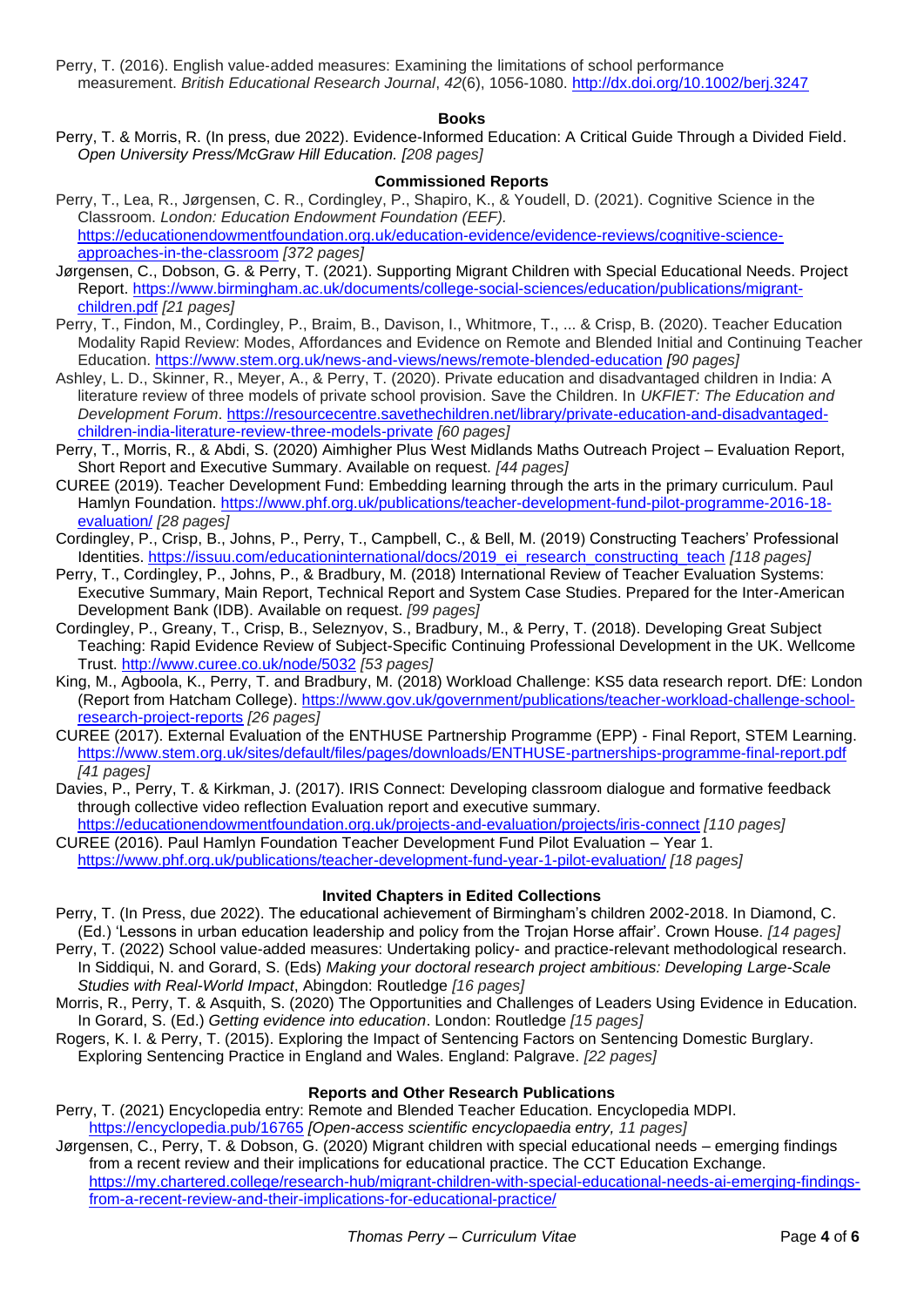Perry, T. (2016). English value-added measures: Examining the limitations of school performance measurement. *British Educational Research Journal*, *42*(6), 1056-1080. http://dx.doi.org/10.1002/berj.3247

### Books

Perry, T. & Morris, R. (In press, due 2022). Evidence-Informed Education: A Critical Guide Through a Divided Field. *Open University Press/McGraw Hill Education. [208 pages]*

### Commissioned Reports

Perry, T., Lea, R., Jørgensen, C. R., Cordingley, P., Shapiro, K., & Youdell, D. (2021). Cognitive Science in the Classroom. *London: Education Endowment Foundation (EEF).* https://educationendowmentfoundation.org.uk/education-evidence/evidence-reviews/cognitive-science-approaches-in-the-classroom *[372 pages]*

Jørgensen, C., Dobson, G. & Perry, T. (2021). Supporting Migrant Children with Special Educational Needs. Project Report. https://www.birmingham.ac.uk/documents/college-social-sciences/education/publications/migrant-children.pdf *[21 pages]*

Perry, T., Findon, M., Cordingley, P., Braim, B., Davison, I., Whitmore, T., ... & Crisp, B. (2020). Teacher Education Modality Rapid Review: Modes, Affordances and Evidence on Remote and Blended Initial and Continuing Teacher Education. https://www.stem.org.uk/news-and-views/news/remote-blended-education *[90 pages]*

Ashley, L. D., Skinner, R., Meyer, A., & Perry, T. (2020). Private education and disadvantaged children in India: A literature review of three models of private school provision. Save the Children. In *UKFIET: The Education and Development Forum*. https://resourcecentre.savethechildren.net/library/private-education-and-disadvantaged-children-india-literature-review-three-models-private *[60 pages]*

Perry, T., Morris, R., & Abdi, S. (2020) Aimhigher Plus West Midlands Maths Outreach Project – Evaluation Report, Short Report and Executive Summary. Available on request. *[44 pages]*

CUREE (2019). Teacher Development Fund: Embedding learning through the arts in the primary curriculum. Paul Hamlyn Foundation. https://www.phf.org.uk/publications/teacher-development-fund-pilot-programme-2016-18-evaluation/ *[28 pages]*

Cordingley, P., Crisp, B., Johns, P., Perry, T., Campbell, C., & Bell, M. (2019) Constructing Teachers' Professional Identities. https://issuu.com/educationinternational/docs/2019_ei_research_constructing_teach *[118 pages]*

Perry, T., Cordingley, P., Johns, P., & Bradbury, M. (2018) International Review of Teacher Evaluation Systems: Executive Summary, Main Report, Technical Report and System Case Studies. Prepared for the Inter-American Development Bank (IDB). Available on request. *[99 pages]*

Cordingley, P., Greany, T., Crisp, B., Seleznyov, S., Bradbury, M., & Perry, T. (2018). Developing Great Subject Teaching: Rapid Evidence Review of Subject-Specific Continuing Professional Development in the UK. Wellcome Trust. http://www.curee.co.uk/node/5032 *[53 pages]*

King, M., Agboola, K., Perry, T. and Bradbury, M. (2018) Workload Challenge: KS5 data research report. DfE: London (Report from Hatcham College). https://www.gov.uk/government/publications/teacher-workload-challenge-school-research-project-reports *[26 pages]*

CUREE (2017). External Evaluation of the ENTHUSE Partnership Programme (EPP) - Final Report, STEM Learning. https://www.stem.org.uk/sites/default/files/pages/downloads/ENTHUSE-partnerships-programme-final-report.pdf *[41 pages]*

Davies, P., Perry, T. & Kirkman, J. (2017). IRIS Connect: Developing classroom dialogue and formative feedback through collective video reflection Evaluation report and executive summary. https://educationendowmentfoundation.org.uk/projects-and-evaluation/projects/iris-connect *[110 pages]*

CUREE (2016). Paul Hamlyn Foundation Teacher Development Fund Pilot Evaluation – Year 1. https://www.phf.org.uk/publications/teacher-development-fund-year-1-pilot-evaluation/ *[18 pages]*

### Invited Chapters in Edited Collections

Perry, T. (In Press, due 2022). The educational achievement of Birmingham's children 2002-2018. In Diamond, C. (Ed.) 'Lessons in urban education leadership and policy from the Trojan Horse affair'. Crown House. *[14 pages]*

Perry, T. (2022) School value-added measures: Undertaking policy- and practice-relevant methodological research. In Siddiqui, N. and Gorard, S. (Eds) *Making your doctoral research project ambitious: Developing Large-Scale Studies with Real-World Impact*, Abingdon: Routledge *[16 pages]*

Morris, R., Perry, T. & Asquith, S. (2020) The Opportunities and Challenges of Leaders Using Evidence in Education. In Gorard, S. (Ed.) *Getting evidence into education*. London: Routledge *[15 pages]*

Rogers, K. I. & Perry, T. (2015). Exploring the Impact of Sentencing Factors on Sentencing Domestic Burglary. Exploring Sentencing Practice in England and Wales. England: Palgrave. *[22 pages]*

### Reports and Other Research Publications

Perry, T. (2021) Encyclopedia entry: Remote and Blended Teacher Education. Encyclopedia MDPI. https://encyclopedia.pub/16765 *[Open-access scientific encyclopaedia entry, 11 pages]*

Jørgensen, C., Perry, T. & Dobson, G. (2020) Migrant children with special educational needs – emerging findings from a recent review and their implications for educational practice. The CCT Education Exchange. https://my.chartered.college/research-hub/migrant-children-with-special-educational-needs-ai-emerging-findings-from-a-recent-review-and-their-implications-for-educational-practice/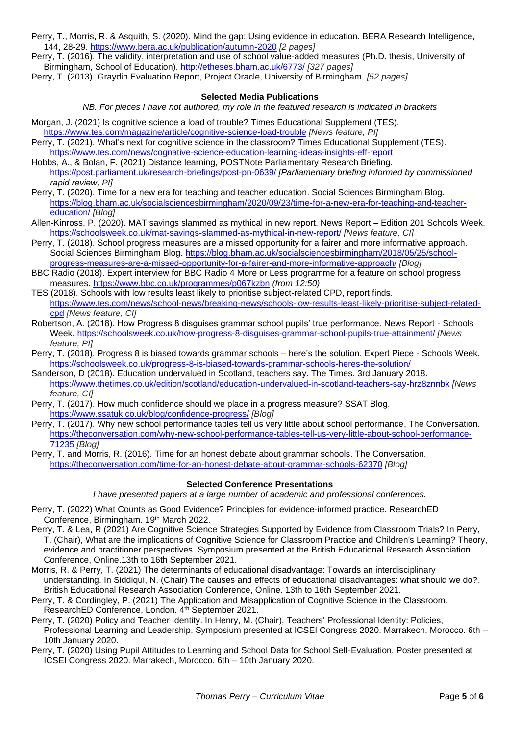Perry, T., Morris, R. & Asquith, S. (2020). Mind the gap: Using evidence in education. BERA Research Intelligence, 144, 28-29. https://www.bera.ac.uk/publication/autumn-2020 *[2 pages]*

Perry, T. (2016). The validity, interpretation and use of school value-added measures (Ph.D. thesis, University of Birmingham, School of Education). http://etheses.bham.ac.uk/6773/ *[327 pages]*

Perry, T. (2013). Graydin Evaluation Report, Project Oracle, University of Birmingham. *[52 pages]*

### Selected Media Publications

*NB. For pieces I have not authored, my role in the featured research is indicated in brackets*

Morgan, J. (2021) Is cognitive science a load of trouble? Times Educational Supplement (TES). https://www.tes.com/magazine/article/cognitive-science-load-trouble *[News feature, PI]*

Perry, T. (2021). What's next for cognitive science in the classroom? Times Educational Supplement (TES). https://www.tes.com/news/cognative-science-education-learning-ideas-insights-eff-report

Hobbs, A., & Bolan, F. (2021) Distance learning, POSTNote Parliamentary Research Briefing. https://post.parliament.uk/research-briefings/post-pn-0639/ *[Parliamentary briefing informed by commissioned rapid review, PI]*

Perry, T. (2020). Time for a new era for teaching and teacher education. Social Sciences Birmingham Blog. https://blog.bham.ac.uk/socialsciencesbirmingham/2020/09/23/time-for-a-new-era-for-teaching-and-teacher-education/ *[Blog]*

Allen-Kinross, P. (2020). MAT savings slammed as mythical in new report. News Report – Edition 201 Schools Week. https://schoolsweek.co.uk/mat-savings-slammed-as-mythical-in-new-report/ *[News feature, CI]*

Perry, T. (2018). School progress measures are a missed opportunity for a fairer and more informative approach. Social Sciences Birmingham Blog. https://blog.bham.ac.uk/socialsciencesbirmingham/2018/05/25/school-progress-measures-are-a-missed-opportunity-for-a-fairer-and-more-informative-approach/ *[Blog]*

BBC Radio (2018). Expert interview for BBC Radio 4 More or Less programme for a feature on school progress measures. https://www.bbc.co.uk/programmes/p067kzbn *(from 12:50)*

TES (2018). Schools with low results least likely to prioritise subject-related CPD, report finds. https://www.tes.com/news/school-news/breaking-news/schools-low-results-least-likely-prioritise-subject-related-cpd *[News feature, CI]*

Robertson, A. (2018). How Progress 8 disguises grammar school pupils' true performance. News Report - Schools Week. https://schoolsweek.co.uk/how-progress-8-disguises-grammar-school-pupils-true-attainment/ *[News feature, PI]*

Perry, T. (2018). Progress 8 is biased towards grammar schools – here's the solution. Expert Piece - Schools Week. https://schoolsweek.co.uk/progress-8-is-biased-towards-grammar-schools-heres-the-solution/

Sanderson, D (2018). Education undervalued in Scotland, teachers say. The Times. 3rd January 2018. https://www.thetimes.co.uk/edition/scotland/education-undervalued-in-scotland-teachers-say-hrz8znnbk *[News feature, CI]*

Perry, T. (2017). How much confidence should we place in a progress measure? SSAT Blog. https://www.ssatuk.co.uk/blog/confidence-progress/ *[Blog]*

Perry, T. (2017). Why new school performance tables tell us very little about school performance, The Conversation. https://theconversation.com/why-new-school-performance-tables-tell-us-very-little-about-school-performance-71235 *[Blog]*

Perry, T. and Morris, R. (2016). Time for an honest debate about grammar schools. The Conversation. https://theconversation.com/time-for-an-honest-debate-about-grammar-schools-62370 *[Blog]*

### Selected Conference Presentations

*I have presented papers at a large number of academic and professional conferences.*

Perry, T. (2022) What Counts as Good Evidence? Principles for evidence-informed practice. ResearchED Conference, Birmingham. 19th March 2022.

Perry, T. & Lea, R (2021) Are Cognitive Science Strategies Supported by Evidence from Classroom Trials? In Perry, T. (Chair), What are the implications of Cognitive Science for Classroom Practice and Children's Learning? Theory, evidence and practitioner perspectives. Symposium presented at the British Educational Research Association Conference, Online.13th to 16th September 2021.

Morris, R. & Perry, T. (2021) The determinants of educational disadvantage: Towards an interdisciplinary understanding. In Siddiqui, N. (Chair) The causes and effects of educational disadvantages: what should we do?. British Educational Research Association Conference, Online. 13th to 16th September 2021.

Perry, T. & Cordingley, P. (2021) The Application and Misapplication of Cognitive Science in the Classroom. ResearchED Conference, London. 4th September 2021.

Perry, T. (2020) Policy and Teacher Identity. In Henry, M. (Chair), Teachers' Professional Identity: Policies, Professional Learning and Leadership. Symposium presented at ICSEI Congress 2020. Marrakech, Morocco. 6th – 10th January 2020.

Perry, T. (2020) Using Pupil Attitudes to Learning and School Data for School Self-Evaluation. Poster presented at ICSEI Congress 2020. Marrakech, Morocco. 6th – 10th January 2020.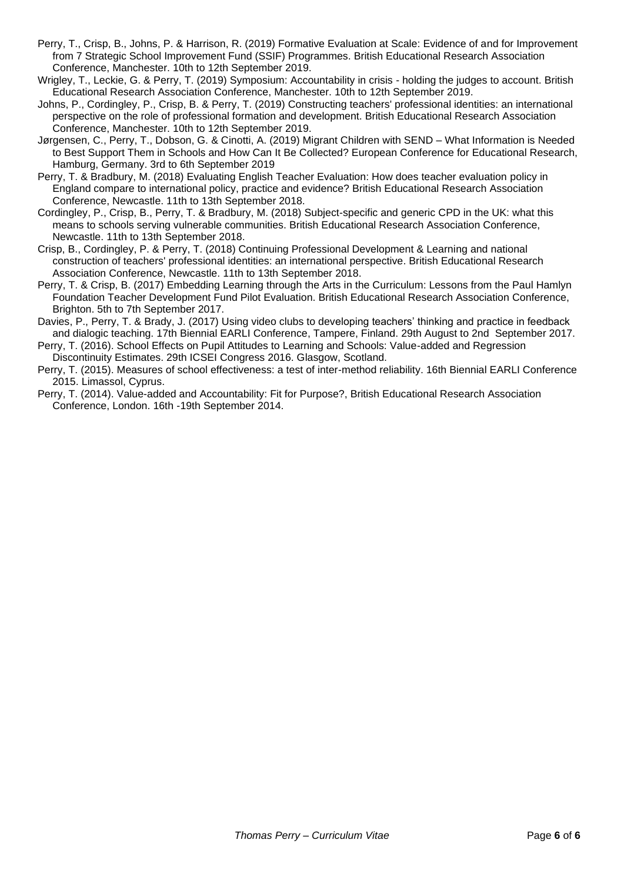Perry, T., Crisp, B., Johns, P. & Harrison, R. (2019) Formative Evaluation at Scale: Evidence of and for Improvement from 7 Strategic School Improvement Fund (SSIF) Programmes. British Educational Research Association Conference, Manchester. 10th to 12th September 2019.

Wrigley, T., Leckie, G. & Perry, T. (2019) Symposium: Accountability in crisis - holding the judges to account. British Educational Research Association Conference, Manchester. 10th to 12th September 2019.

Johns, P., Cordingley, P., Crisp, B. & Perry, T. (2019) Constructing teachers' professional identities: an international perspective on the role of professional formation and development. British Educational Research Association Conference, Manchester. 10th to 12th September 2019.

Jørgensen, C., Perry, T., Dobson, G. & Cinotti, A. (2019) Migrant Children with SEND – What Information is Needed to Best Support Them in Schools and How Can It Be Collected? European Conference for Educational Research, Hamburg, Germany. 3rd to 6th September 2019

Perry, T. & Bradbury, M. (2018) Evaluating English Teacher Evaluation: How does teacher evaluation policy in England compare to international policy, practice and evidence? British Educational Research Association Conference, Newcastle. 11th to 13th September 2018.

Cordingley, P., Crisp, B., Perry, T. & Bradbury, M. (2018) Subject-specific and generic CPD in the UK: what this means to schools serving vulnerable communities. British Educational Research Association Conference, Newcastle. 11th to 13th September 2018.

Crisp, B., Cordingley, P. & Perry, T. (2018) Continuing Professional Development & Learning and national construction of teachers' professional identities: an international perspective. British Educational Research Association Conference, Newcastle. 11th to 13th September 2018.

Perry, T. & Crisp, B. (2017) Embedding Learning through the Arts in the Curriculum: Lessons from the Paul Hamlyn Foundation Teacher Development Fund Pilot Evaluation. British Educational Research Association Conference, Brighton. 5th to 7th September 2017.

Davies, P., Perry, T. & Brady, J. (2017) Using video clubs to developing teachers' thinking and practice in feedback and dialogic teaching. 17th Biennial EARLI Conference, Tampere, Finland. 29th August to 2nd September 2017.

Perry, T. (2016). School Effects on Pupil Attitudes to Learning and Schools: Value-added and Regression Discontinuity Estimates. 29th ICSEI Congress 2016. Glasgow, Scotland.

Perry, T. (2015). Measures of school effectiveness: a test of inter-method reliability. 16th Biennial EARLI Conference 2015. Limassol, Cyprus.

Perry, T. (2014). Value-added and Accountability: Fit for Purpose?, British Educational Research Association Conference, London. 16th -19th September 2014.